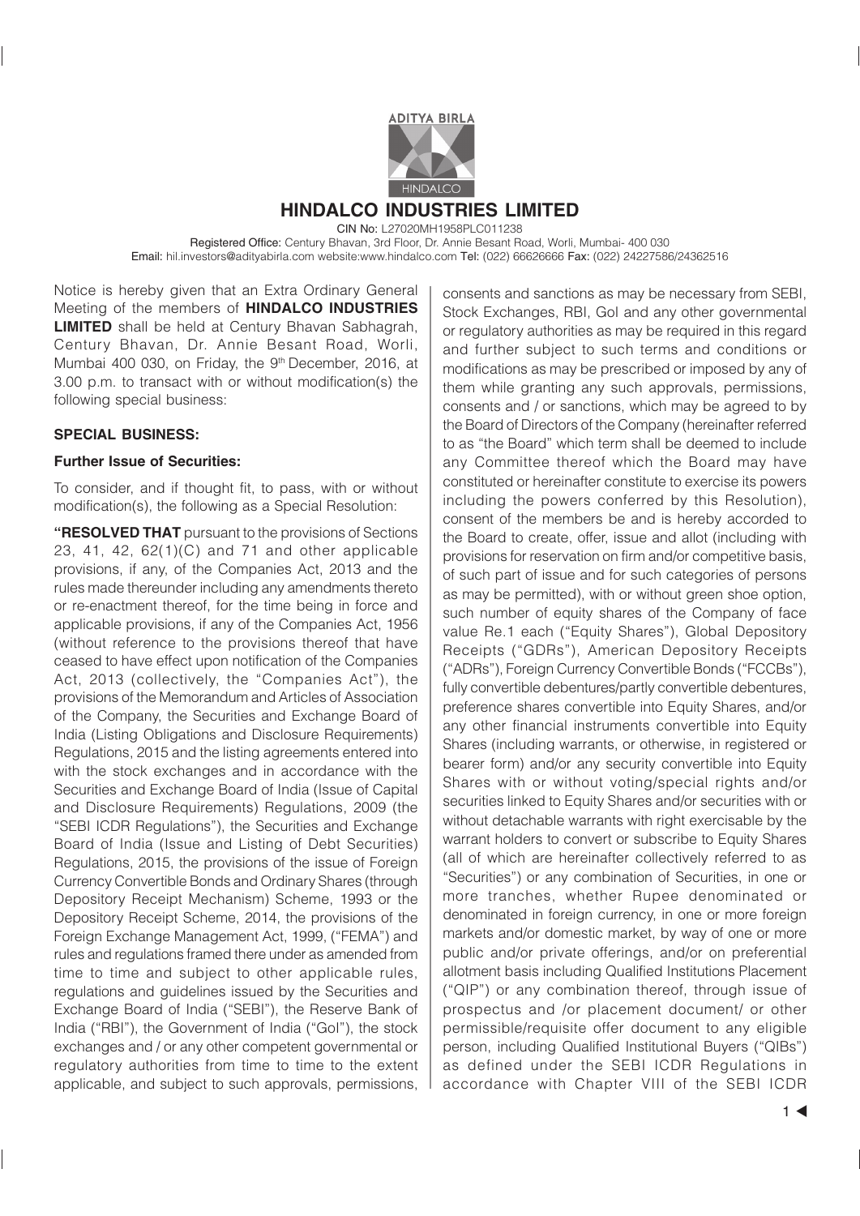# HINDALCO INDUSTRIES LIMITED

CIN No: L27020MH1958PLC011238

Registered Office: Century Bhavan, 3rd Floor, Dr. Annie Besant Road, Worli, Mumbai- 400 030

Email: hil.investors@adityabirla.com website:www.hindalco.com Tel: (022) 66626666 Fax: (022) 24227586/24362516

Notice is hereby given that an Extra Ordinary General Meeting of the members of **HINDALCO INDUSTRIES LIMITED** shall be held at Century Bhavan Sabhagrah, Century Bhavan, Dr. Annie Besant Road, Worli, Mumbai 400 030, on Friday, the 9th December, 2016, at 3.00 p.m. to transact with or without modification(s) the following special business:

## SPECIAL BUSINESS:

### Further Issue of Securities:

To consider, and if thought fit, to pass, with or without modification(s), the following as a Special Resolution:

**"RESOLVED THAT** pursuant to the provisions of Sections 23, 41, 42, 62(1)(C) and 71 and other applicable provisions, if any, of the Companies Act, 2013 and the rules made thereunder including any amendments thereto or re-enactment thereof, for the time being in force and applicable provisions, if any of the Companies Act, 1956 (without reference to the provisions thereof that have ceased to have effect upon notification of the Companies Act, 2013 (collectively, the "Companies Act"), the provisions of the Memorandum and Articles of Association of the Company, the Securities and Exchange Board of India (Listing Obligations and Disclosure Requirements) Regulations, 2015 and the listing agreements entered into with the stock exchanges and in accordance with the Securities and Exchange Board of India (Issue of Capital and Disclosure Requirements) Regulations, 2009 (the "SEBI ICDR Regulations"), the Securities and Exchange Board of India (Issue and Listing of Debt Securities) Regulations, 2015, the provisions of the issue of Foreign Currency Convertible Bonds and Ordinary Shares (through Depository Receipt Mechanism) Scheme, 1993 or the Depository Receipt Scheme, 2014, the provisions of the Foreign Exchange Management Act, 1999, ("FEMA") and rules and regulations framed there under as amended from time to time and subject to other applicable rules, regulations and guidelines issued by the Securities and Exchange Board of India ("SEBI"), the Reserve Bank of India ("RBI"), the Government of India ("GoI"), the stock exchanges and / or any other competent governmental or regulatory authorities from time to time to the extent applicable, and subject to such approvals, permissions, consents and sanctions as may be necessary from SEBI, Stock Exchanges, RBI, GoI and any other governmental or regulatory authorities as may be required in this regard and further subject to such terms and conditions or modifications as may be prescribed or imposed by any of them while granting any such approvals, permissions, consents and / or sanctions, which may be agreed to by the Board of Directors of the Company (hereinafter referred to as "the Board" which term shall be deemed to include any Committee thereof which the Board may have constituted or hereinafter constitute to exercise its powers including the powers conferred by this Resolution), consent of the members be and is hereby accorded to the Board to create, offer, issue and allot (including with provisions for reservation on firm and/or competitive basis, of such part of issue and for such categories of persons as may be permitted), with or without green shoe option, such number of equity shares of the Company of face value Re.1 each ("Equity Shares"), Global Depository Receipts ("GDRs"), American Depository Receipts ("ADRs"), Foreign Currency Convertible Bonds ("FCCBs"), fully convertible debentures/partly convertible debentures, preference shares convertible into Equity Shares, and/or any other financial instruments convertible into Equity Shares (including warrants, or otherwise, in registered or bearer form) and/or any security convertible into Equity Shares with or without voting/special rights and/or securities linked to Equity Shares and/or securities with or without detachable warrants with right exercisable by the warrant holders to convert or subscribe to Equity Shares (all of which are hereinafter collectively referred to as "Securities") or any combination of Securities, in one or more tranches, whether Rupee denominated or denominated in foreign currency, in one or more foreign markets and/or domestic market, by way of one or more public and/or private offerings, and/or on preferential allotment basis including Qualified Institutions Placement ("QIP") or any combination thereof, through issue of prospectus and /or placement document/ or other permissible/requisite offer document to any eligible person, including Qualified Institutional Buyers ("QIBs") as defined under the SEBI ICDR Regulations in accordance with Chapter VIII of the SEBI ICDR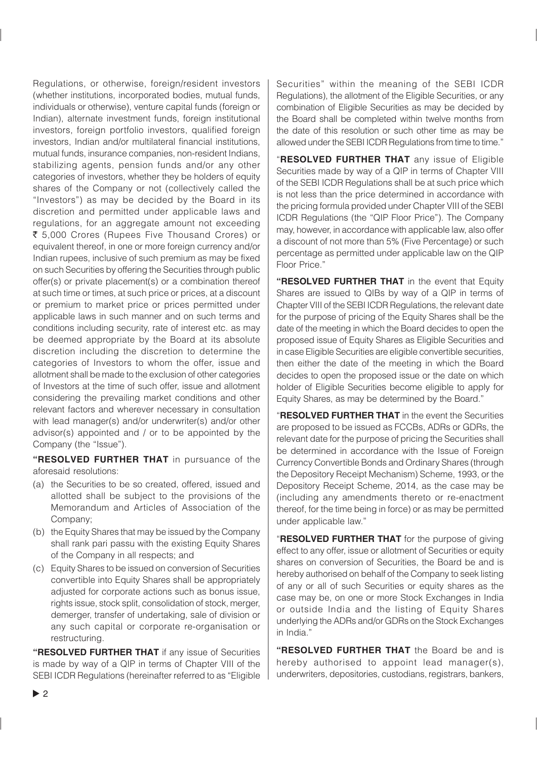Regulations, or otherwise, foreign/resident investors (whether institutions, incorporated bodies, mutual funds, individuals or otherwise), venture capital funds (foreign or Indian), alternate investment funds, foreign institutional investors, foreign portfolio investors, qualified foreign investors, Indian and/or multilateral financial institutions, mutual funds, insurance companies, non-resident Indians, stabilizing agents, pension funds and/or any other categories of investors, whether they be holders of equity shares of the Company or not (collectively called the "Investors") as may be decided by the Board in its discretion and permitted under applicable laws and regulations, for an aggregate amount not exceeding ₹ 5,000 Crores (Rupees Five Thousand Crores) or equivalent thereof, in one or more foreign currency and/or Indian rupees, inclusive of such premium as may be fixed on such Securities by offering the Securities through public offer(s) or private placement(s) or a combination thereof at such time or times, at such price or prices, at a discount or premium to market price or prices permitted under applicable laws in such manner and on such terms and conditions including security, rate of interest etc. as may be deemed appropriate by the Board at its absolute discretion including the discretion to determine the categories of Investors to whom the offer, issue and allotment shall be made to the exclusion of other categories of Investors at the time of such offer, issue and allotment considering the prevailing market conditions and other relevant factors and wherever necessary in consultation with lead manager(s) and/or underwriter(s) and/or other advisor(s) appointed and / or to be appointed by the Company (the "Issue").

**"RESOLVED FURTHER THAT** in pursuance of the aforesaid resolutions:

(a) the Securities to be so created, offered, issued and allotted shall be subject to the provisions of the Memorandum and Articles of Association of the Company;

(b) the Equity Shares that may be issued by the Company shall rank pari passu with the existing Equity Shares of the Company in all respects; and

(c) Equity Shares to be issued on conversion of Securities convertible into Equity Shares shall be appropriately adjusted for corporate actions such as bonus issue, rights issue, stock split, consolidation of stock, merger, demerger, transfer of undertaking, sale of division or any such capital or corporate re-organisation or restructuring.

**"RESOLVED FURTHER THAT** if any issue of Securities is made by way of a QIP in terms of Chapter VIII of the SEBI ICDR Regulations (hereinafter referred to as "Eligible Securities" within the meaning of the SEBI ICDR Regulations), the allotment of the Eligible Securities, or any combination of Eligible Securities as may be decided by the Board shall be completed within twelve months from the date of this resolution or such other time as may be allowed under the SEBI ICDR Regulations from time to time."

"**RESOLVED FURTHER THAT** any issue of Eligible Securities made by way of a QIP in terms of Chapter VIII of the SEBI ICDR Regulations shall be at such price which is not less than the price determined in accordance with the pricing formula provided under Chapter VIII of the SEBI ICDR Regulations (the "QIP Floor Price"). The Company may, however, in accordance with applicable law, also offer a discount of not more than 5% (Five Percentage) or such percentage as permitted under applicable law on the QIP Floor Price."

**"RESOLVED FURTHER THAT** in the event that Equity Shares are issued to QIBs by way of a QIP in terms of Chapter VIII of the SEBI ICDR Regulations, the relevant date for the purpose of pricing of the Equity Shares shall be the date of the meeting in which the Board decides to open the proposed issue of Equity Shares as Eligible Securities and in case Eligible Securities are eligible convertible securities, then either the date of the meeting in which the Board decides to open the proposed issue or the date on which holder of Eligible Securities become eligible to apply for Equity Shares, as may be determined by the Board."

"**RESOLVED FURTHER THAT** in the event the Securities are proposed to be issued as FCCBs, ADRs or GDRs, the relevant date for the purpose of pricing the Securities shall be determined in accordance with the Issue of Foreign Currency Convertible Bonds and Ordinary Shares (through the Depository Receipt Mechanism) Scheme, 1993, or the Depository Receipt Scheme, 2014, as the case may be (including any amendments thereto or re-enactment thereof, for the time being in force) or as may be permitted under applicable law."

"**RESOLVED FURTHER THAT** for the purpose of giving effect to any offer, issue or allotment of Securities or equity shares on conversion of Securities, the Board be and is hereby authorised on behalf of the Company to seek listing of any or all of such Securities or equity shares as the case may be, on one or more Stock Exchanges in India or outside India and the listing of Equity Shares underlying the ADRs and/or GDRs on the Stock Exchanges in India."

**"RESOLVED FURTHER THAT** the Board be and is hereby authorised to appoint lead manager(s), underwriters, depositories, custodians, registrars, bankers,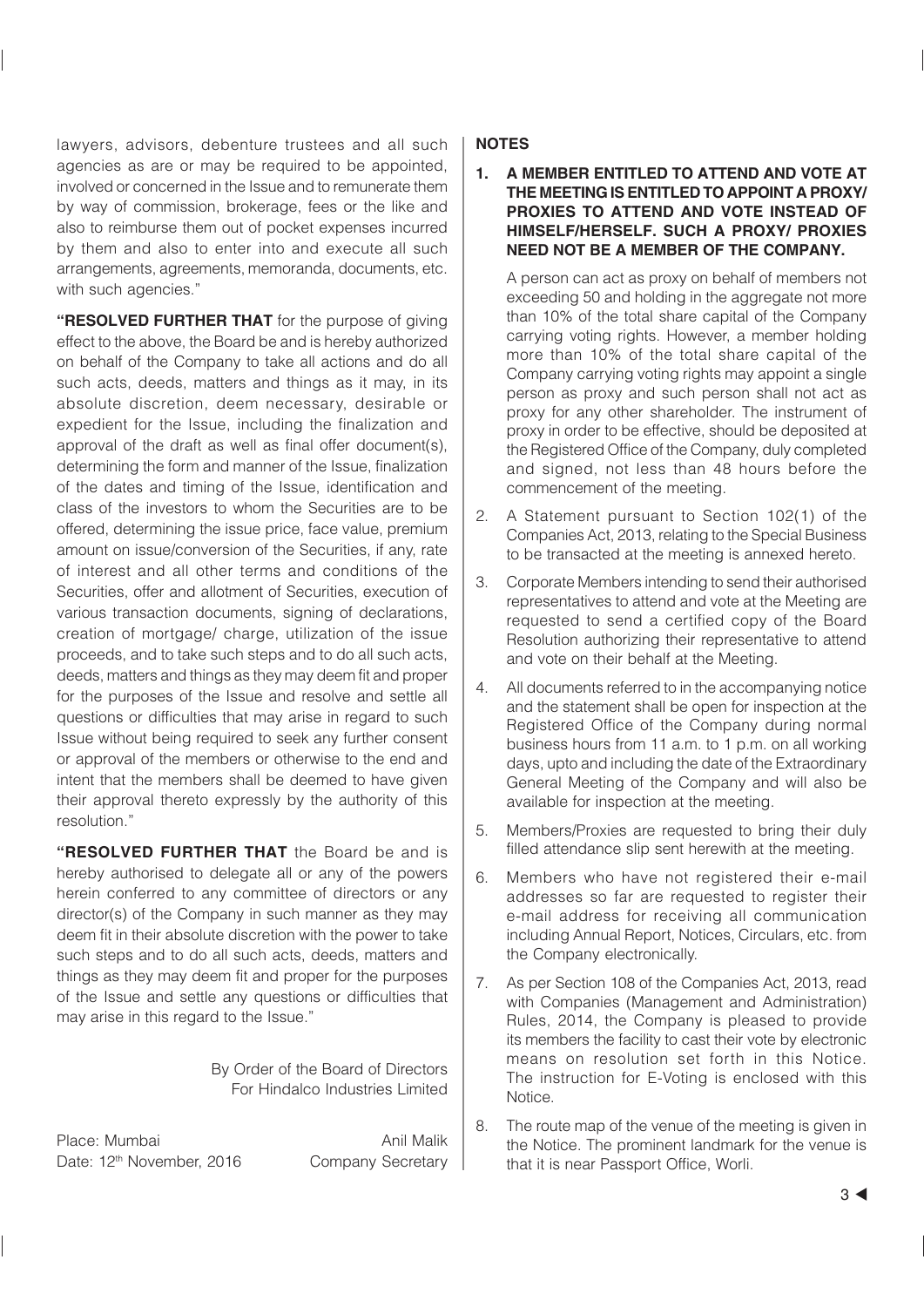lawyers, advisors, debenture trustees and all such agencies as are or may be required to be appointed, involved or concerned in the Issue and to remunerate them by way of commission, brokerage, fees or the like and also to reimburse them out of pocket expenses incurred by them and also to enter into and execute all such arrangements, agreements, memoranda, documents, etc. with such agencies."

**"RESOLVED FURTHER THAT** for the purpose of giving effect to the above, the Board be and is hereby authorized on behalf of the Company to take all actions and do all such acts, deeds, matters and things as it may, in its absolute discretion, deem necessary, desirable or expedient for the Issue, including the finalization and approval of the draft as well as final offer document(s), determining the form and manner of the Issue, finalization of the dates and timing of the Issue, identification and class of the investors to whom the Securities are to be offered, determining the issue price, face value, premium amount on issue/conversion of the Securities, if any, rate of interest and all other terms and conditions of the Securities, offer and allotment of Securities, execution of various transaction documents, signing of declarations, creation of mortgage/ charge, utilization of the issue proceeds, and to take such steps and to do all such acts, deeds, matters and things as they may deem fit and proper for the purposes of the Issue and resolve and settle all questions or difficulties that may arise in regard to such Issue without being required to seek any further consent or approval of the members or otherwise to the end and intent that the members shall be deemed to have given their approval thereto expressly by the authority of this resolution."

**"RESOLVED FURTHER THAT** the Board be and is hereby authorised to delegate all or any of the powers herein conferred to any committee of directors or any director(s) of the Company in such manner as they may deem fit in their absolute discretion with the power to take such steps and to do all such acts, deeds, matters and things as they may deem fit and proper for the purposes of the Issue and settle any questions or difficulties that may arise in this regard to the Issue."

By Order of the Board of Directors
For Hindalco Industries Limited

Place: Mumbai
Date: 12th November, 2016

Anil Malik
Company Secretary

**NOTES**

1. **A MEMBER ENTITLED TO ATTEND AND VOTE AT THE MEETING IS ENTITLED TO APPOINT A PROXY/ PROXIES TO ATTEND AND VOTE INSTEAD OF HIMSELF/HERSELF. SUCH A PROXY/ PROXIES NEED NOT BE A MEMBER OF THE COMPANY.**

   A person can act as proxy on behalf of members not exceeding 50 and holding in the aggregate not more than 10% of the total share capital of the Company carrying voting rights. However, a member holding more than 10% of the total share capital of the Company carrying voting rights may appoint a single person as proxy and such person shall not act as proxy for any other shareholder. The instrument of proxy in order to be effective, should be deposited at the Registered Office of the Company, duly completed and signed, not less than 48 hours before the commencement of the meeting.

2. A Statement pursuant to Section 102(1) of the Companies Act, 2013, relating to the Special Business to be transacted at the meeting is annexed hereto.

3. Corporate Members intending to send their authorised representatives to attend and vote at the Meeting are requested to send a certified copy of the Board Resolution authorizing their representative to attend and vote on their behalf at the Meeting.

4. All documents referred to in the accompanying notice and the statement shall be open for inspection at the Registered Office of the Company during normal business hours from 11 a.m. to 1 p.m. on all working days, upto and including the date of the Extraordinary General Meeting of the Company and will also be available for inspection at the meeting.

5. Members/Proxies are requested to bring their duly filled attendance slip sent herewith at the meeting.

6. Members who have not registered their e-mail addresses so far are requested to register their e-mail address for receiving all communication including Annual Report, Notices, Circulars, etc. from the Company electronically.

7. As per Section 108 of the Companies Act, 2013, read with Companies (Management and Administration) Rules, 2014, the Company is pleased to provide its members the facility to cast their vote by electronic means on resolution set forth in this Notice. The instruction for E-Voting is enclosed with this Notice.

8. The route map of the venue of the meeting is given in the Notice. The prominent landmark for the venue is that it is near Passport Office, Worli.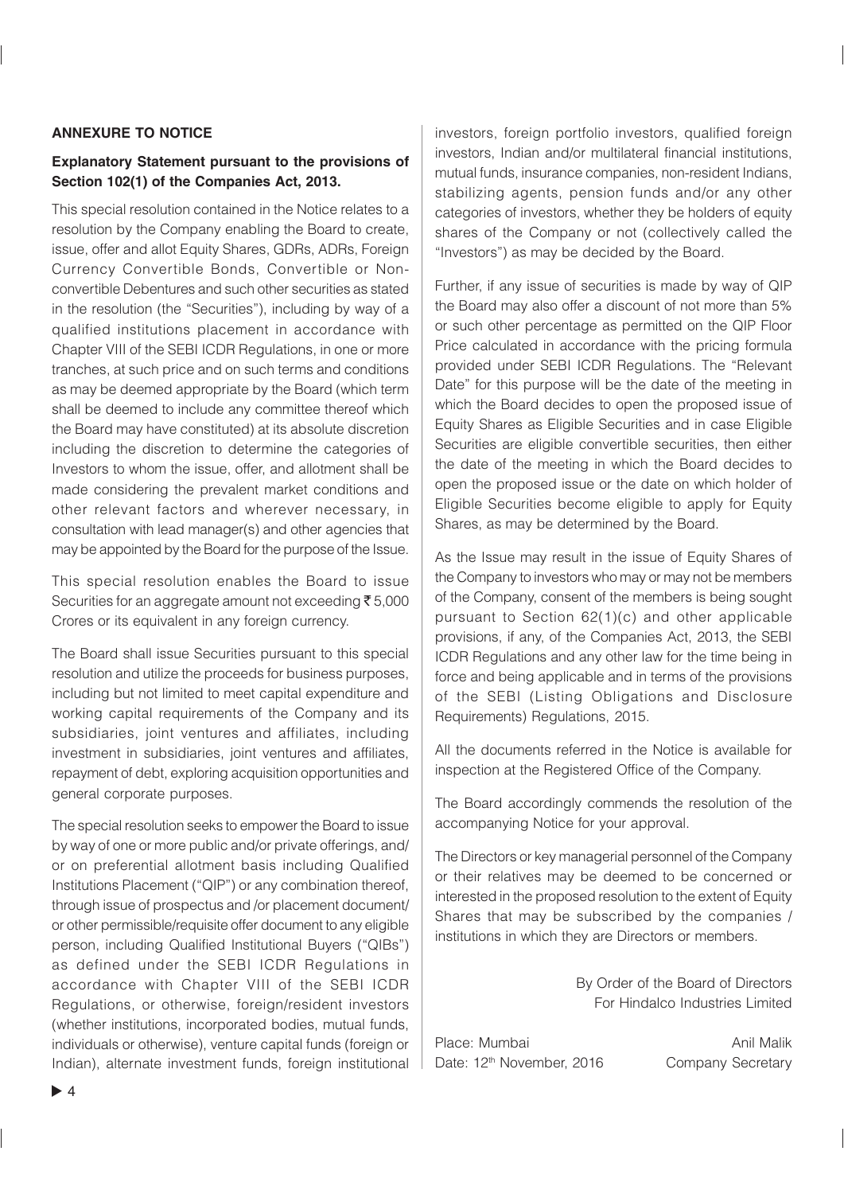**ANNEXURE TO NOTICE**

**Explanatory Statement pursuant to the provisions of Section 102(1) of the Companies Act, 2013.**

This special resolution contained in the Notice relates to a resolution by the Company enabling the Board to create, issue, offer and allot Equity Shares, GDRs, ADRs, Foreign Currency Convertible Bonds, Convertible or Non-convertible Debentures and such other securities as stated in the resolution (the "Securities"), including by way of a qualified institutions placement in accordance with Chapter VIII of the SEBI ICDR Regulations, in one or more tranches, at such price and on such terms and conditions as may be deemed appropriate by the Board (which term shall be deemed to include any committee thereof which the Board may have constituted) at its absolute discretion including the discretion to determine the categories of Investors to whom the issue, offer, and allotment shall be made considering the prevalent market conditions and other relevant factors and wherever necessary, in consultation with lead manager(s) and other agencies that may be appointed by the Board for the purpose of the Issue.

This special resolution enables the Board to issue Securities for an aggregate amount not exceeding ₹ 5,000 Crores or its equivalent in any foreign currency.

The Board shall issue Securities pursuant to this special resolution and utilize the proceeds for business purposes, including but not limited to meet capital expenditure and working capital requirements of the Company and its subsidiaries, joint ventures and affiliates, including investment in subsidiaries, joint ventures and affiliates, repayment of debt, exploring acquisition opportunities and general corporate purposes.

The special resolution seeks to empower the Board to issue by way of one or more public and/or private offerings, and/or on preferential allotment basis including Qualified Institutions Placement ("QIP") or any combination thereof, through issue of prospectus and /or placement document/ or other permissible/requisite offer document to any eligible person, including Qualified Institutional Buyers ("QIBs") as defined under the SEBI ICDR Regulations in accordance with Chapter VIII of the SEBI ICDR Regulations, or otherwise, foreign/resident investors (whether institutions, incorporated bodies, mutual funds, individuals or otherwise), venture capital funds (foreign or Indian), alternate investment funds, foreign institutional investors, foreign portfolio investors, qualified foreign investors, Indian and/or multilateral financial institutions, mutual funds, insurance companies, non-resident Indians, stabilizing agents, pension funds and/or any other categories of investors, whether they be holders of equity shares of the Company or not (collectively called the "Investors") as may be decided by the Board.

Further, if any issue of securities is made by way of QIP the Board may also offer a discount of not more than 5% or such other percentage as permitted on the QIP Floor Price calculated in accordance with the pricing formula provided under SEBI ICDR Regulations. The "Relevant Date" for this purpose will be the date of the meeting in which the Board decides to open the proposed issue of Equity Shares as Eligible Securities and in case Eligible Securities are eligible convertible securities, then either the date of the meeting in which the Board decides to open the proposed issue or the date on which holder of Eligible Securities become eligible to apply for Equity Shares, as may be determined by the Board.

As the Issue may result in the issue of Equity Shares of the Company to investors who may or may not be members of the Company, consent of the members is being sought pursuant to Section 62(1)(c) and other applicable provisions, if any, of the Companies Act, 2013, the SEBI ICDR Regulations and any other law for the time being in force and being applicable and in terms of the provisions of the SEBI (Listing Obligations and Disclosure Requirements) Regulations, 2015.

All the documents referred in the Notice is available for inspection at the Registered Office of the Company.

The Board accordingly commends the resolution of the accompanying Notice for your approval.

The Directors or key managerial personnel of the Company or their relatives may be deemed to be concerned or interested in the proposed resolution to the extent of Equity Shares that may be subscribed by the companies / institutions in which they are Directors or members.

By Order of the Board of Directors
For Hindalco Industries Limited

Place: Mumbai
Date: 12th November, 2016

Anil Malik
Company Secretary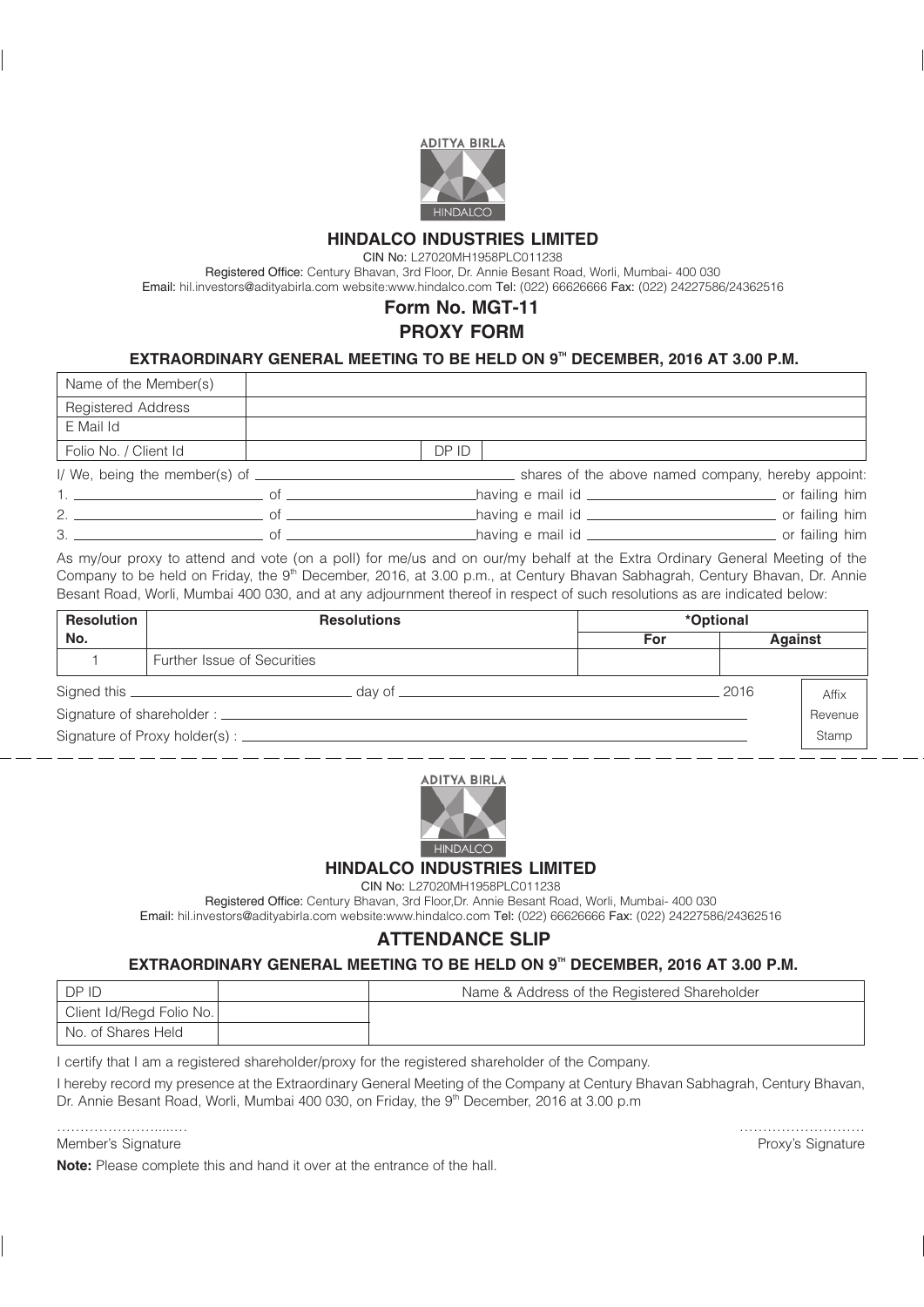ADITYA BIRLA

HINDALCO

## HINDALCO INDUSTRIES LIMITED

CIN No: L27020MH1958PLC011238

Registered Office: Century Bhavan, 3rd Floor, Dr. Annie Besant Road, Worli, Mumbai- 400 030

Email: hil.investors@adityabirla.com website:www.hindalco.com Tel: (022) 66626666 Fax: (022) 24227586/24362516

## Form No. MGT-11

## PROXY FORM

### EXTRAORDINARY GENERAL MEETING TO BE HELD ON 9TH DECEMBER, 2016 AT 3.00 P.M.

| Name of the Member(s) | | | |
|---|---|---|---|
| Registered Address | | | |
| E Mail Id | | | |
| Folio No. / Client Id | | DP ID | |

I/ We, being the member(s) of ______________ shares of the above named company, hereby appoint:

1. ______________ of ______________ having e mail id ______________ or failing him
2. ______________ of ______________ having e mail id ______________ or failing him
3. ______________ of ______________ having e mail id ______________ or failing him

As my/our proxy to attend and vote (on a poll) for me/us and on our/my behalf at the Extra Ordinary General Meeting of the Company to be held on Friday, the 9th December, 2016, at 3.00 p.m., at Century Bhavan Sabhagrah, Century Bhavan, Dr. Annie Besant Road, Worli, Mumbai 400 030, and at any adjournment thereof in respect of such resolutions as are indicated below:

| Resolution No. | Resolutions | *Optional | |
|---|---|---|---|
| | | For | Against |
| 1 | Further Issue of Securities | | |

Signed this ______________ day of ______________ 2016

Signature of shareholder : ______________

Signature of Proxy holder(s) : ______________

Affix Revenue Stamp

---

ADITYA BIRLA

HINDALCO

## HINDALCO INDUSTRIES LIMITED

CIN No: L27020MH1958PLC011238

Registered Office: Century Bhavan, 3rd Floor,Dr. Annie Besant Road, Worli, Mumbai- 400 030

Email: hil.investors@adityabirla.com website:www.hindalco.com Tel: (022) 66626666 Fax: (022) 24227586/24362516

## ATTENDANCE SLIP

### EXTRAORDINARY GENERAL MEETING TO BE HELD ON 9TH DECEMBER, 2016 AT 3.00 P.M.

| DP ID | | Name & Address of the Registered Shareholder |
|---|---|---|
| Client Id/Regd Folio No. | | |
| No. of Shares Held | | |

I certify that I am a registered shareholder/proxy for the registered shareholder of the Company.

I hereby record my presence at the Extraordinary General Meeting of the Company at Century Bhavan Sabhagrah, Century Bhavan, Dr. Annie Besant Road, Worli, Mumbai 400 030, on Friday, the 9th December, 2016 at 3.00 p.m

……………………..…                                        ……………………..

Member's Signature                                        Proxy's Signature

**Note:** Please complete this and hand it over at the entrance of the hall.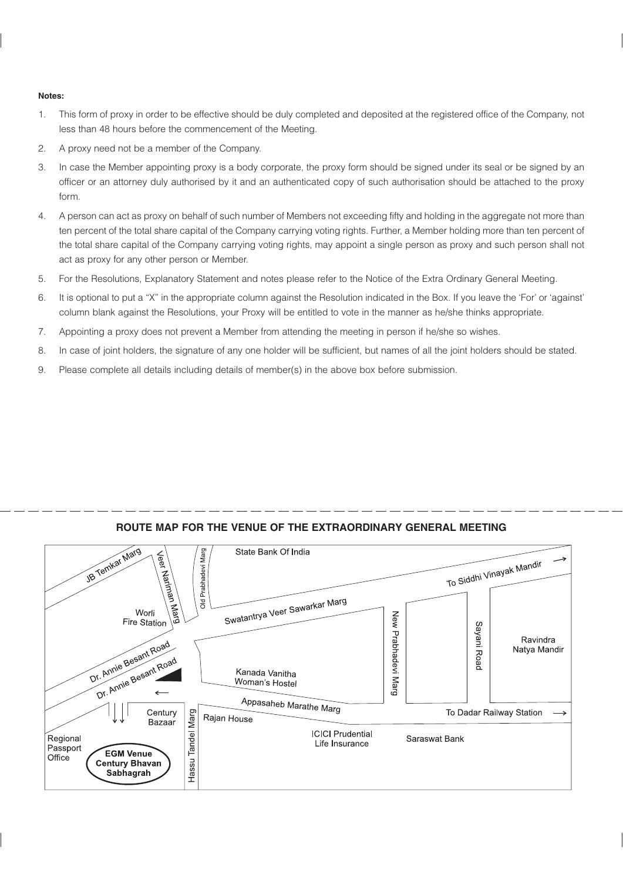**Notes:**

1. This form of proxy in order to be effective should be duly completed and deposited at the registered office of the Company, not less than 48 hours before the commencement of the Meeting.
2. A proxy need not be a member of the Company.
3. In case the Member appointing proxy is a body corporate, the proxy form should be signed under its seal or be signed by an officer or an attorney duly authorised by it and an authenticated copy of such authorisation should be attached to the proxy form.
4. A person can act as proxy on behalf of such number of Members not exceeding fifty and holding in the aggregate not more than ten percent of the total share capital of the Company carrying voting rights. Further, a Member holding more than ten percent of the total share capital of the Company carrying voting rights, may appoint a single person as proxy and such person shall not act as proxy for any other person or Member.
5. For the Resolutions, Explanatory Statement and notes please refer to the Notice of the Extra Ordinary General Meeting.
6. It is optional to put a "X" in the appropriate column against the Resolution indicated in the Box. If you leave the 'For' or 'against' column blank against the Resolutions, your Proxy will be entitled to vote in the manner as he/she thinks appropriate.
7. Appointing a proxy does not prevent a Member from attending the meeting in person if he/she so wishes.
8. In case of joint holders, the signature of any one holder will be sufficient, but names of all the joint holders should be stated.
9. Please complete all details including details of member(s) in the above box before submission.

**ROUTE MAP FOR THE VENUE OF THE EXTRAORDINARY GENERAL MEETING**

JB Temkar Marg
Veer Nariman Marg
Old Prabhadevi Marg
State Bank Of India
To Siddhi Vinayak Mandir
Worli Fire Station
Swatantrya Veer Sawarkar Marg
New Prabhadevi Marg
Sayani Road
Ravindra Natya Mandir
Dr. Annie Besant Road
Dr. Annie Besant Road
Kanada Vanitha Woman's Hostel
Appasaheb Marathe Marg
To Dadar Railway Station
Century Bazaar
Hassu Tandel Marg
Rajan House
ICICI Prudential Life Insurance
Saraswat Bank
Regional Passport Office
EGM Venue Century Bhavan Sabhagrah